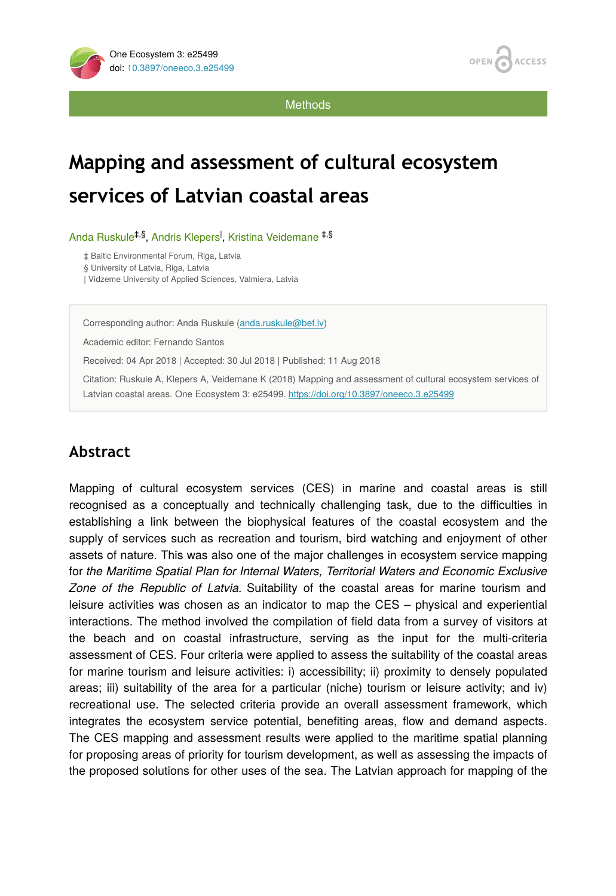Methods

# Mapping and assessment of cultural ecosystem services of Latvian coastal areas

Anda Ruskule[‡,§], Andris Klepers[|], Kristina Veidemane [‡,§]

‡ Baltic Environmental Forum, Riga, Latvia
§ University of Latvia, Riga, Latvia
| Vidzeme University of Applied Sciences, Valmiera, Latvia

Corresponding author: Anda Ruskule (anda.ruskule@bef.lv)

Academic editor: Fernando Santos

Received: 04 Apr 2018 | Accepted: 30 Jul 2018 | Published: 11 Aug 2018

Citation: Ruskule A, Klepers A, Veidemane K (2018) Mapping and assessment of cultural ecosystem services of Latvian coastal areas. One Ecosystem 3: e25499. https://doi.org/10.3897/oneeco.3.e25499

## Abstract

Mapping of cultural ecosystem services (CES) in marine and coastal areas is still recognised as a conceptually and technically challenging task, due to the difficulties in establishing a link between the biophysical features of the coastal ecosystem and the supply of services such as recreation and tourism, bird watching and enjoyment of other assets of nature. This was also one of the major challenges in ecosystem service mapping for *the Maritime Spatial Plan for Internal Waters, Territorial Waters and Economic Exclusive Zone of the Republic of Latvia*. Suitability of the coastal areas for marine tourism and leisure activities was chosen as an indicator to map the CES – physical and experiential interactions. The method involved the compilation of field data from a survey of visitors at the beach and on coastal infrastructure, serving as the input for the multi-criteria assessment of CES. Four criteria were applied to assess the suitability of the coastal areas for marine tourism and leisure activities: i) accessibility; ii) proximity to densely populated areas; iii) suitability of the area for a particular (niche) tourism or leisure activity; and iv) recreational use. The selected criteria provide an overall assessment framework, which integrates the ecosystem service potential, benefiting areas, flow and demand aspects. The CES mapping and assessment results were applied to the maritime spatial planning for proposing areas of priority for tourism development, as well as assessing the impacts of the proposed solutions for other uses of the sea. The Latvian approach for mapping of the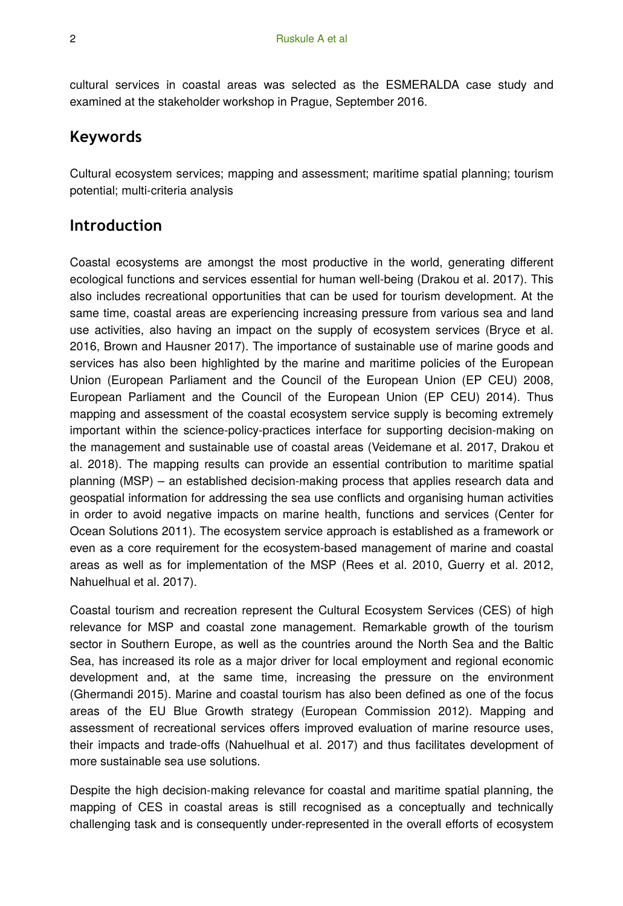cultural services in coastal areas was selected as the ESMERALDA case study and examined at the stakeholder workshop in Prague, September 2016.

## Keywords

Cultural ecosystem services; mapping and assessment; maritime spatial planning; tourism potential; multi-criteria analysis

## Introduction

Coastal ecosystems are amongst the most productive in the world, generating different ecological functions and services essential for human well-being (Drakou et al. 2017). This also includes recreational opportunities that can be used for tourism development. At the same time, coastal areas are experiencing increasing pressure from various sea and land use activities, also having an impact on the supply of ecosystem services (Bryce et al. 2016, Brown and Hausner 2017). The importance of sustainable use of marine goods and services has also been highlighted by the marine and maritime policies of the European Union (European Parliament and the Council of the European Union (EP CEU) 2008, European Parliament and the Council of the European Union (EP CEU) 2014). Thus mapping and assessment of the coastal ecosystem service supply is becoming extremely important within the science-policy-practices interface for supporting decision-making on the management and sustainable use of coastal areas (Veidemane et al. 2017, Drakou et al. 2018). The mapping results can provide an essential contribution to maritime spatial planning (MSP) – an established decision-making process that applies research data and geospatial information for addressing the sea use conflicts and organising human activities in order to avoid negative impacts on marine health, functions and services (Center for Ocean Solutions 2011). The ecosystem service approach is established as a framework or even as a core requirement for the ecosystem-based management of marine and coastal areas as well as for implementation of the MSP (Rees et al. 2010, Guerry et al. 2012, Nahuelhual et al. 2017).

Coastal tourism and recreation represent the Cultural Ecosystem Services (CES) of high relevance for MSP and coastal zone management. Remarkable growth of the tourism sector in Southern Europe, as well as the countries around the North Sea and the Baltic Sea, has increased its role as a major driver for local employment and regional economic development and, at the same time, increasing the pressure on the environment (Ghermandi 2015). Marine and coastal tourism has also been defined as one of the focus areas of the EU Blue Growth strategy (European Commission 2012). Mapping and assessment of recreational services offers improved evaluation of marine resource uses, their impacts and trade-offs (Nahuelhual et al. 2017) and thus facilitates development of more sustainable sea use solutions.

Despite the high decision-making relevance for coastal and maritime spatial planning, the mapping of CES in coastal areas is still recognised as a conceptually and technically challenging task and is consequently under-represented in the overall efforts of ecosystem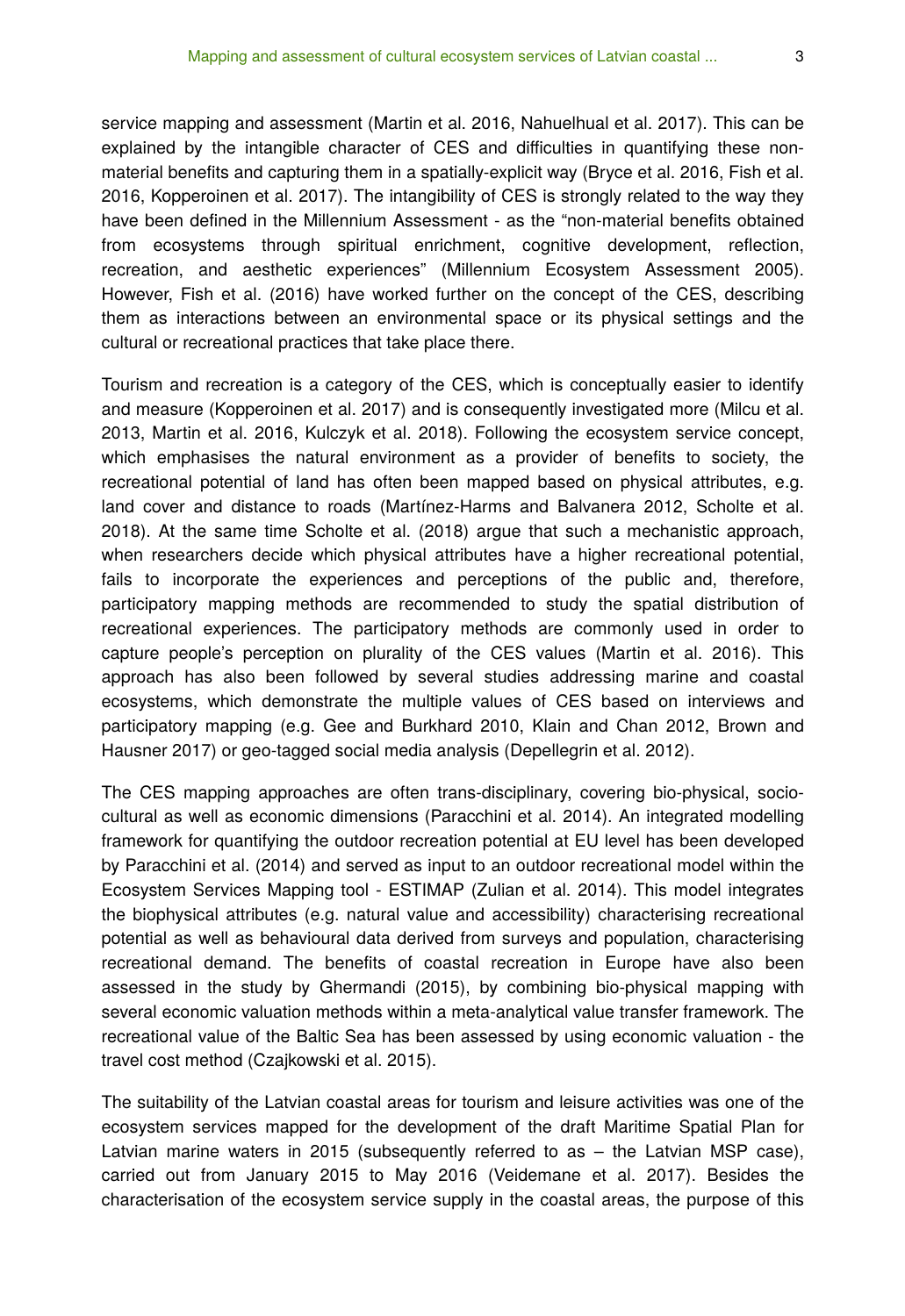service mapping and assessment (Martin et al. 2016, Nahuelhual et al. 2017). This can be explained by the intangible character of CES and difficulties in quantifying these non-material benefits and capturing them in a spatially-explicit way (Bryce et al. 2016, Fish et al. 2016, Kopperoinen et al. 2017). The intangibility of CES is strongly related to the way they have been defined in the Millennium Assessment - as the "non-material benefits obtained from ecosystems through spiritual enrichment, cognitive development, reflection, recreation, and aesthetic experiences" (Millennium Ecosystem Assessment 2005). However, Fish et al. (2016) have worked further on the concept of the CES, describing them as interactions between an environmental space or its physical settings and the cultural or recreational practices that take place there.

Tourism and recreation is a category of the CES, which is conceptually easier to identify and measure (Kopperoinen et al. 2017) and is consequently investigated more (Milcu et al. 2013, Martin et al. 2016, Kulczyk et al. 2018). Following the ecosystem service concept, which emphasises the natural environment as a provider of benefits to society, the recreational potential of land has often been mapped based on physical attributes, e.g. land cover and distance to roads (Martínez-Harms and Balvanera 2012, Scholte et al. 2018). At the same time Scholte et al. (2018) argue that such a mechanistic approach, when researchers decide which physical attributes have a higher recreational potential, fails to incorporate the experiences and perceptions of the public and, therefore, participatory mapping methods are recommended to study the spatial distribution of recreational experiences. The participatory methods are commonly used in order to capture people's perception on plurality of the CES values (Martin et al. 2016). This approach has also been followed by several studies addressing marine and coastal ecosystems, which demonstrate the multiple values of CES based on interviews and participatory mapping (e.g. Gee and Burkhard 2010, Klain and Chan 2012, Brown and Hausner 2017) or geo-tagged social media analysis (Depellegrin et al. 2012).

The CES mapping approaches are often trans-disciplinary, covering bio-physical, socio-cultural as well as economic dimensions (Paracchini et al. 2014). An integrated modelling framework for quantifying the outdoor recreation potential at EU level has been developed by Paracchini et al. (2014) and served as input to an outdoor recreational model within the Ecosystem Services Mapping tool - ESTIMAP (Zulian et al. 2014). This model integrates the biophysical attributes (e.g. natural value and accessibility) characterising recreational potential as well as behavioural data derived from surveys and population, characterising recreational demand. The benefits of coastal recreation in Europe have also been assessed in the study by Ghermandi (2015), by combining bio-physical mapping with several economic valuation methods within a meta-analytical value transfer framework. The recreational value of the Baltic Sea has been assessed by using economic valuation - the travel cost method (Czajkowski et al. 2015).

The suitability of the Latvian coastal areas for tourism and leisure activities was one of the ecosystem services mapped for the development of the draft Maritime Spatial Plan for Latvian marine waters in 2015 (subsequently referred to as – the Latvian MSP case), carried out from January 2015 to May 2016 (Veidemane et al. 2017). Besides the characterisation of the ecosystem service supply in the coastal areas, the purpose of this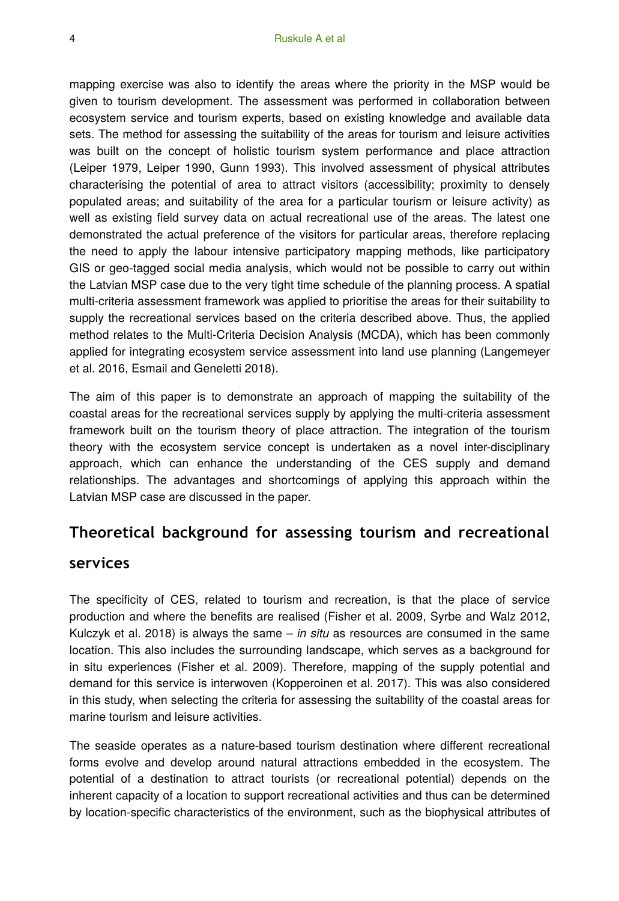mapping exercise was also to identify the areas where the priority in the MSP would be given to tourism development. The assessment was performed in collaboration between ecosystem service and tourism experts, based on existing knowledge and available data sets. The method for assessing the suitability of the areas for tourism and leisure activities was built on the concept of holistic tourism system performance and place attraction (Leiper 1979, Leiper 1990, Gunn 1993). This involved assessment of physical attributes characterising the potential of area to attract visitors (accessibility; proximity to densely populated areas; and suitability of the area for a particular tourism or leisure activity) as well as existing field survey data on actual recreational use of the areas. The latest one demonstrated the actual preference of the visitors for particular areas, therefore replacing the need to apply the labour intensive participatory mapping methods, like participatory GIS or geo-tagged social media analysis, which would not be possible to carry out within the Latvian MSP case due to the very tight time schedule of the planning process. A spatial multi-criteria assessment framework was applied to prioritise the areas for their suitability to supply the recreational services based on the criteria described above. Thus, the applied method relates to the Multi-Criteria Decision Analysis (MCDA), which has been commonly applied for integrating ecosystem service assessment into land use planning (Langemeyer et al. 2016, Esmail and Geneletti 2018).

The aim of this paper is to demonstrate an approach of mapping the suitability of the coastal areas for the recreational services supply by applying the multi-criteria assessment framework built on the tourism theory of place attraction. The integration of the tourism theory with the ecosystem service concept is undertaken as a novel inter-disciplinary approach, which can enhance the understanding of the CES supply and demand relationships. The advantages and shortcomings of applying this approach within the Latvian MSP case are discussed in the paper.

## Theoretical background for assessing tourism and recreational services

The specificity of CES, related to tourism and recreation, is that the place of service production and where the benefits are realised (Fisher et al. 2009, Syrbe and Walz 2012, Kulczyk et al. 2018) is always the same – *in situ* as resources are consumed in the same location. This also includes the surrounding landscape, which serves as a background for in situ experiences (Fisher et al. 2009). Therefore, mapping of the supply potential and demand for this service is interwoven (Kopperoinen et al. 2017). This was also considered in this study, when selecting the criteria for assessing the suitability of the coastal areas for marine tourism and leisure activities.

The seaside operates as a nature-based tourism destination where different recreational forms evolve and develop around natural attractions embedded in the ecosystem. The potential of a destination to attract tourists (or recreational potential) depends on the inherent capacity of a location to support recreational activities and thus can be determined by location-specific characteristics of the environment, such as the biophysical attributes of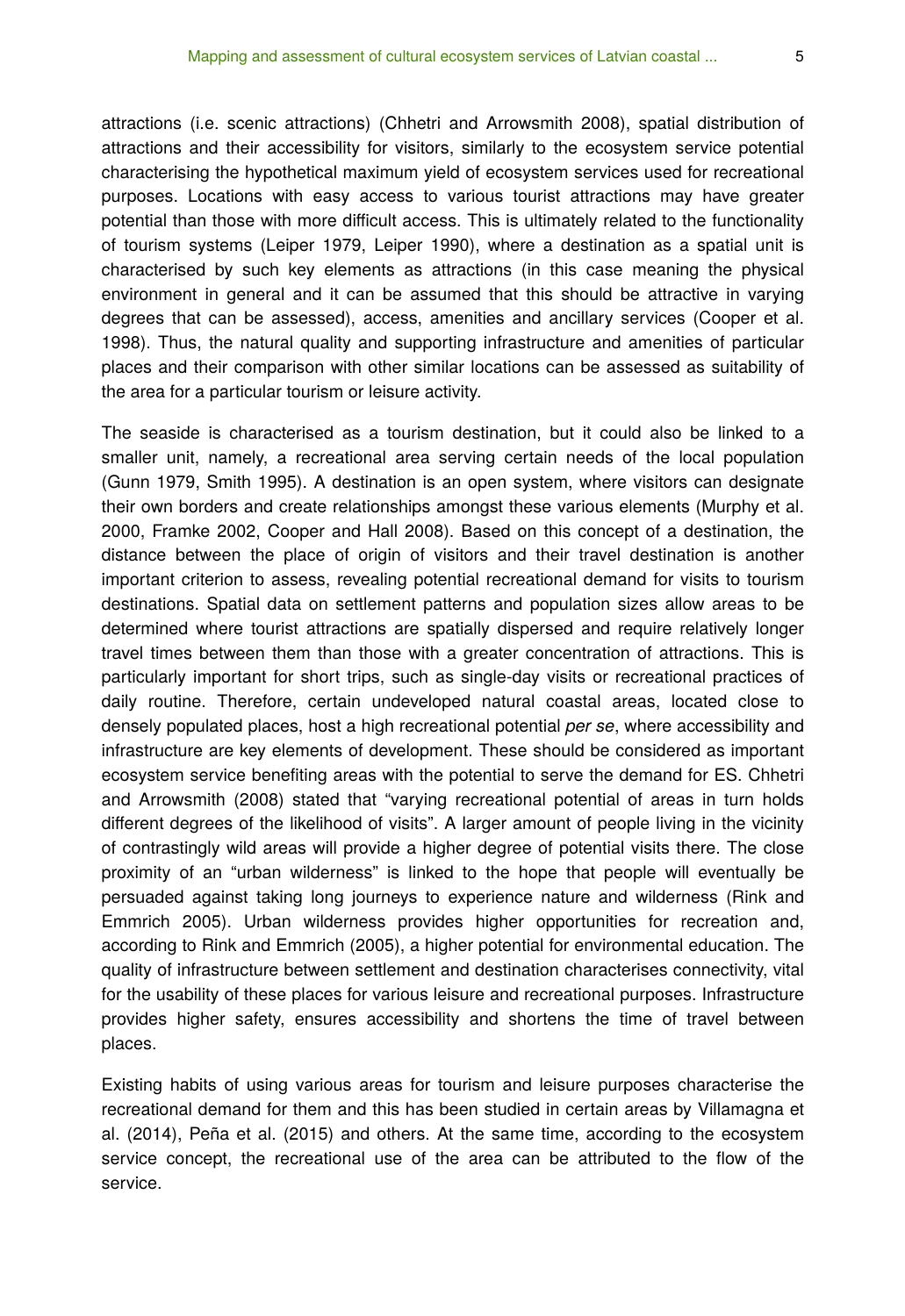attractions (i.e. scenic attractions) (Chhetri and Arrowsmith 2008), spatial distribution of attractions and their accessibility for visitors, similarly to the ecosystem service potential characterising the hypothetical maximum yield of ecosystem services used for recreational purposes. Locations with easy access to various tourist attractions may have greater potential than those with more difficult access. This is ultimately related to the functionality of tourism systems (Leiper 1979, Leiper 1990), where a destination as a spatial unit is characterised by such key elements as attractions (in this case meaning the physical environment in general and it can be assumed that this should be attractive in varying degrees that can be assessed), access, amenities and ancillary services (Cooper et al. 1998). Thus, the natural quality and supporting infrastructure and amenities of particular places and their comparison with other similar locations can be assessed as suitability of the area for a particular tourism or leisure activity.

The seaside is characterised as a tourism destination, but it could also be linked to a smaller unit, namely, a recreational area serving certain needs of the local population (Gunn 1979, Smith 1995). A destination is an open system, where visitors can designate their own borders and create relationships amongst these various elements (Murphy et al. 2000, Framke 2002, Cooper and Hall 2008). Based on this concept of a destination, the distance between the place of origin of visitors and their travel destination is another important criterion to assess, revealing potential recreational demand for visits to tourism destinations. Spatial data on settlement patterns and population sizes allow areas to be determined where tourist attractions are spatially dispersed and require relatively longer travel times between them than those with a greater concentration of attractions. This is particularly important for short trips, such as single-day visits or recreational practices of daily routine. Therefore, certain undeveloped natural coastal areas, located close to densely populated places, host a high recreational potential *per se*, where accessibility and infrastructure are key elements of development. These should be considered as important ecosystem service benefiting areas with the potential to serve the demand for ES. Chhetri and Arrowsmith (2008) stated that "varying recreational potential of areas in turn holds different degrees of the likelihood of visits". A larger amount of people living in the vicinity of contrastingly wild areas will provide a higher degree of potential visits there. The close proximity of an "urban wilderness" is linked to the hope that people will eventually be persuaded against taking long journeys to experience nature and wilderness (Rink and Emmrich 2005). Urban wilderness provides higher opportunities for recreation and, according to Rink and Emmrich (2005), a higher potential for environmental education. The quality of infrastructure between settlement and destination characterises connectivity, vital for the usability of these places for various leisure and recreational purposes. Infrastructure provides higher safety, ensures accessibility and shortens the time of travel between places.

Existing habits of using various areas for tourism and leisure purposes characterise the recreational demand for them and this has been studied in certain areas by Villamagna et al. (2014), Peña et al. (2015) and others. At the same time, according to the ecosystem service concept, the recreational use of the area can be attributed to the flow of the service.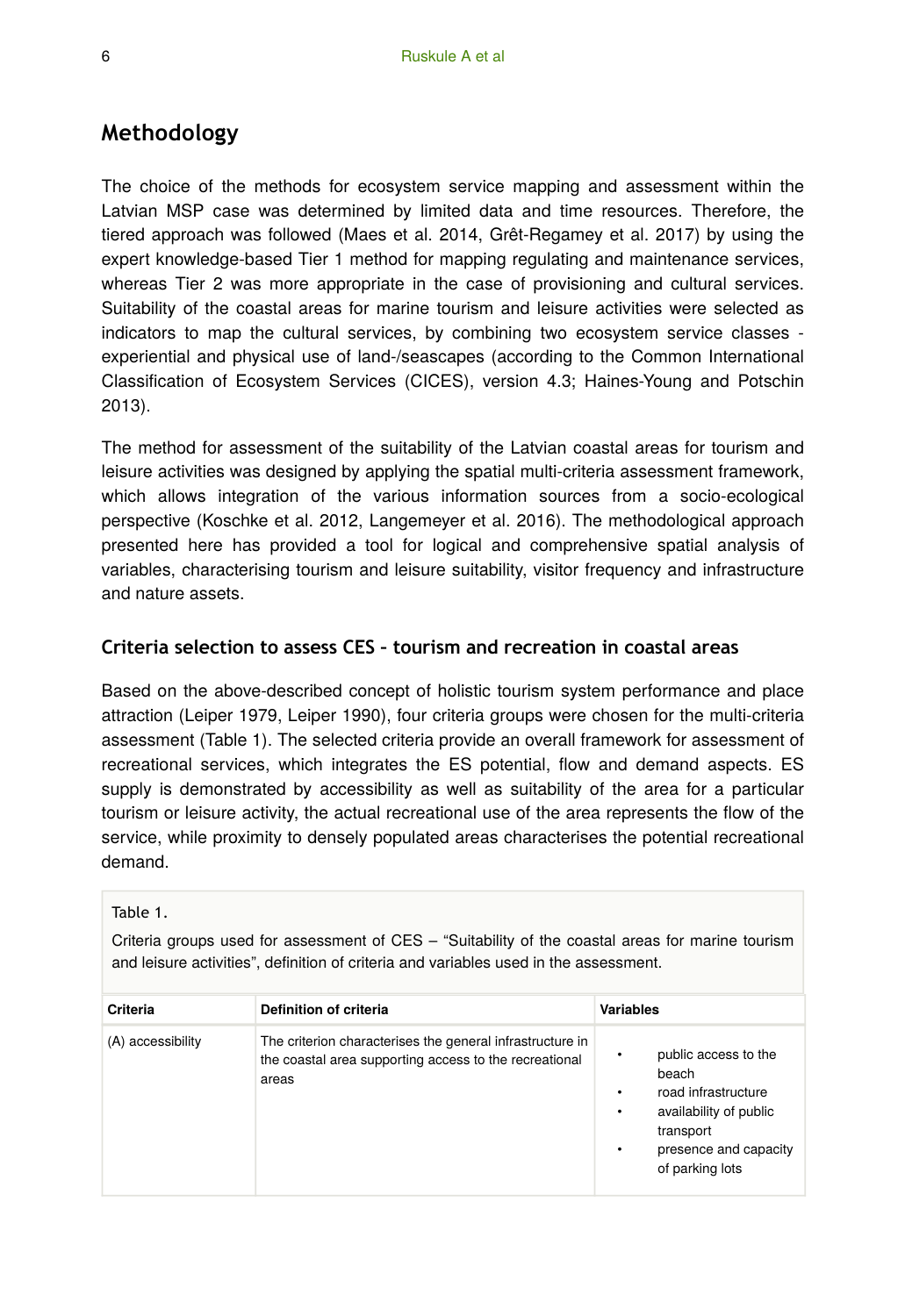## Methodology

The choice of the methods for ecosystem service mapping and assessment within the Latvian MSP case was determined by limited data and time resources. Therefore, the tiered approach was followed (Maes et al. 2014, Grêt-Regamey et al. 2017) by using the expert knowledge-based Tier 1 method for mapping regulating and maintenance services, whereas Tier 2 was more appropriate in the case of provisioning and cultural services. Suitability of the coastal areas for marine tourism and leisure activities were selected as indicators to map the cultural services, by combining two ecosystem service classes - experiential and physical use of land-/seascapes (according to the Common International Classification of Ecosystem Services (CICES), version 4.3; Haines-Young and Potschin 2013).

The method for assessment of the suitability of the Latvian coastal areas for tourism and leisure activities was designed by applying the spatial multi-criteria assessment framework, which allows integration of the various information sources from a socio-ecological perspective (Koschke et al. 2012, Langemeyer et al. 2016). The methodological approach presented here has provided a tool for logical and comprehensive spatial analysis of variables, characterising tourism and leisure suitability, visitor frequency and infrastructure and nature assets.

### Criteria selection to assess CES – tourism and recreation in coastal areas

Based on the above-described concept of holistic tourism system performance and place attraction (Leiper 1979, Leiper 1990), four criteria groups were chosen for the multi-criteria assessment (Table 1). The selected criteria provide an overall framework for assessment of recreational services, which integrates the ES potential, flow and demand aspects. ES supply is demonstrated by accessibility as well as suitability of the area for a particular tourism or leisure activity, the actual recreational use of the area represents the flow of the service, while proximity to densely populated areas characterises the potential recreational demand.

Table 1.

Criteria groups used for assessment of CES – "Suitability of the coastal areas for marine tourism and leisure activities", definition of criteria and variables used in the assessment.

| Criteria | Definition of criteria | Variables |
| --- | --- | --- |
| (A) accessibility | The criterion characterises the general infrastructure in the coastal area supporting access to the recreational areas | • public access to the beach<br>• road infrastructure<br>• availability of public transport<br>• presence and capacity of parking lots |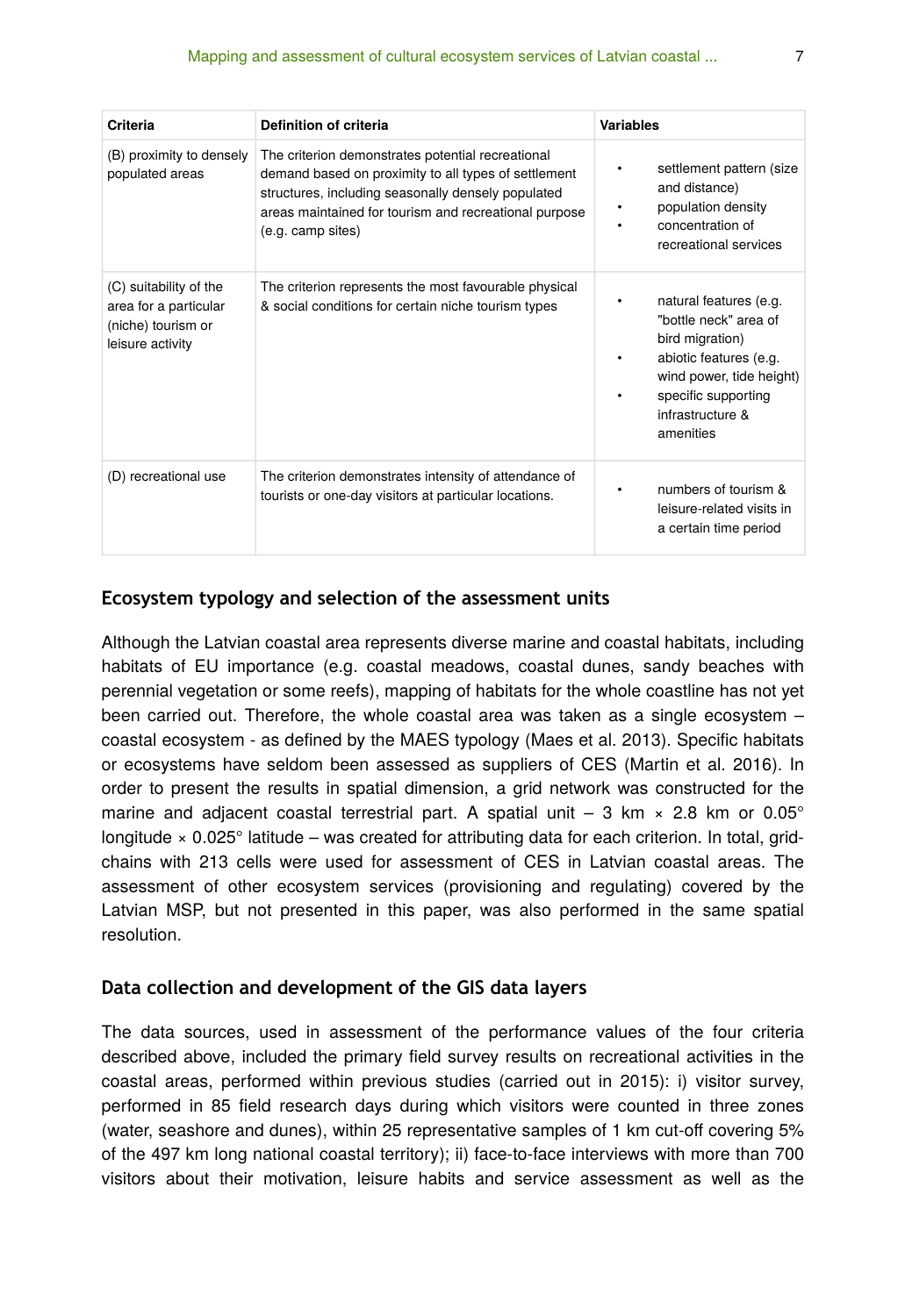| Criteria | Definition of criteria | Variables |
|---|---|---|
| (B) proximity to densely populated areas | The criterion demonstrates potential recreational demand based on proximity to all types of settlement structures, including seasonally densely populated areas maintained for tourism and recreational purpose (e.g. camp sites) | • settlement pattern (size and distance)<br>• population density<br>• concentration of recreational services |
| (C) suitability of the area for a particular (niche) tourism or leisure activity | The criterion represents the most favourable physical & social conditions for certain niche tourism types | • natural features (e.g. "bottle neck" area of bird migration)<br>• abiotic features (e.g. wind power, tide height)<br>• specific supporting infrastructure & amenities |
| (D) recreational use | The criterion demonstrates intensity of attendance of tourists or one-day visitors at particular locations. | • numbers of tourism & leisure-related visits in a certain time period |

## Ecosystem typology and selection of the assessment units

Although the Latvian coastal area represents diverse marine and coastal habitats, including habitats of EU importance (e.g. coastal meadows, coastal dunes, sandy beaches with perennial vegetation or some reefs), mapping of habitats for the whole coastline has not yet been carried out. Therefore, the whole coastal area was taken as a single ecosystem – coastal ecosystem - as defined by the MAES typology (Maes et al. 2013). Specific habitats or ecosystems have seldom been assessed as suppliers of CES (Martin et al. 2016). In order to present the results in spatial dimension, a grid network was constructed for the marine and adjacent coastal terrestrial part. A spatial unit – 3 km × 2.8 km or 0.05° longitude × 0.025° latitude – was created for attributing data for each criterion. In total, grid-chains with 213 cells were used for assessment of CES in Latvian coastal areas. The assessment of other ecosystem services (provisioning and regulating) covered by the Latvian MSP, but not presented in this paper, was also performed in the same spatial resolution.

## Data collection and development of the GIS data layers

The data sources, used in assessment of the performance values of the four criteria described above, included the primary field survey results on recreational activities in the coastal areas, performed within previous studies (carried out in 2015): i) visitor survey, performed in 85 field research days during which visitors were counted in three zones (water, seashore and dunes), within 25 representative samples of 1 km cut-off covering 5% of the 497 km long national coastal territory); ii) face-to-face interviews with more than 700 visitors about their motivation, leisure habits and service assessment as well as the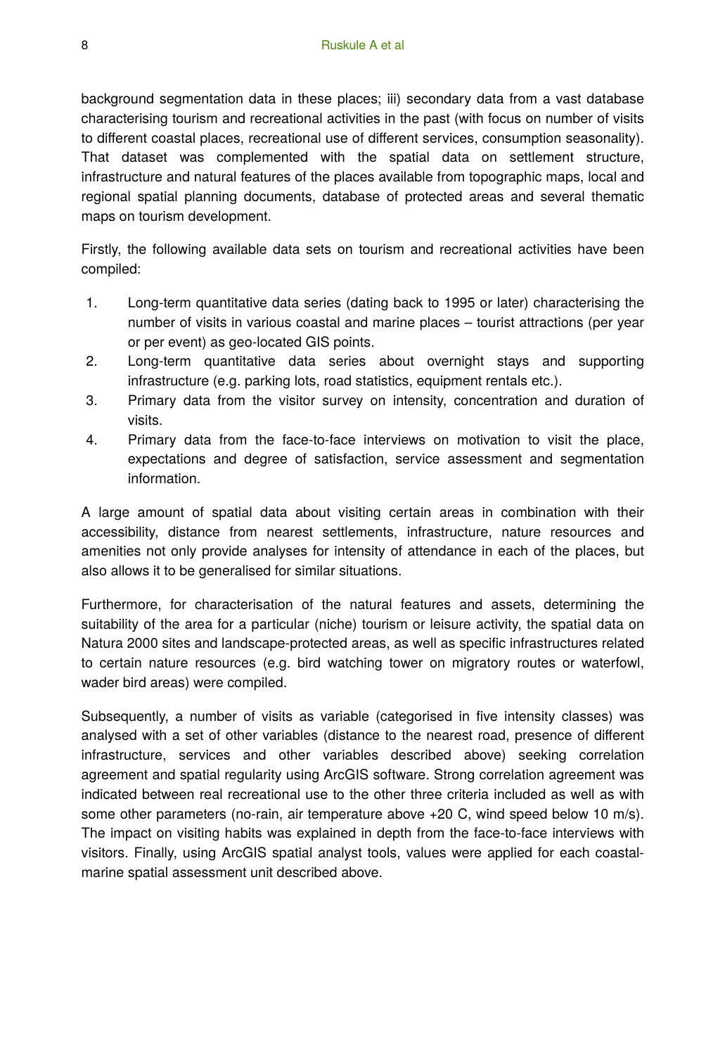background segmentation data in these places; iii) secondary data from a vast database characterising tourism and recreational activities in the past (with focus on number of visits to different coastal places, recreational use of different services, consumption seasonality). That dataset was complemented with the spatial data on settlement structure, infrastructure and natural features of the places available from topographic maps, local and regional spatial planning documents, database of protected areas and several thematic maps on tourism development.

Firstly, the following available data sets on tourism and recreational activities have been compiled:

1. Long-term quantitative data series (dating back to 1995 or later) characterising the number of visits in various coastal and marine places – tourist attractions (per year or per event) as geo-located GIS points.
2. Long-term quantitative data series about overnight stays and supporting infrastructure (e.g. parking lots, road statistics, equipment rentals etc.).
3. Primary data from the visitor survey on intensity, concentration and duration of visits.
4. Primary data from the face-to-face interviews on motivation to visit the place, expectations and degree of satisfaction, service assessment and segmentation information.

A large amount of spatial data about visiting certain areas in combination with their accessibility, distance from nearest settlements, infrastructure, nature resources and amenities not only provide analyses for intensity of attendance in each of the places, but also allows it to be generalised for similar situations.

Furthermore, for characterisation of the natural features and assets, determining the suitability of the area for a particular (niche) tourism or leisure activity, the spatial data on Natura 2000 sites and landscape-protected areas, as well as specific infrastructures related to certain nature resources (e.g. bird watching tower on migratory routes or waterfowl, wader bird areas) were compiled.

Subsequently, a number of visits as variable (categorised in five intensity classes) was analysed with a set of other variables (distance to the nearest road, presence of different infrastructure, services and other variables described above) seeking correlation agreement and spatial regularity using ArcGIS software. Strong correlation agreement was indicated between real recreational use to the other three criteria included as well as with some other parameters (no-rain, air temperature above +20 C, wind speed below 10 m/s). The impact on visiting habits was explained in depth from the face-to-face interviews with visitors. Finally, using ArcGIS spatial analyst tools, values were applied for each coastal-marine spatial assessment unit described above.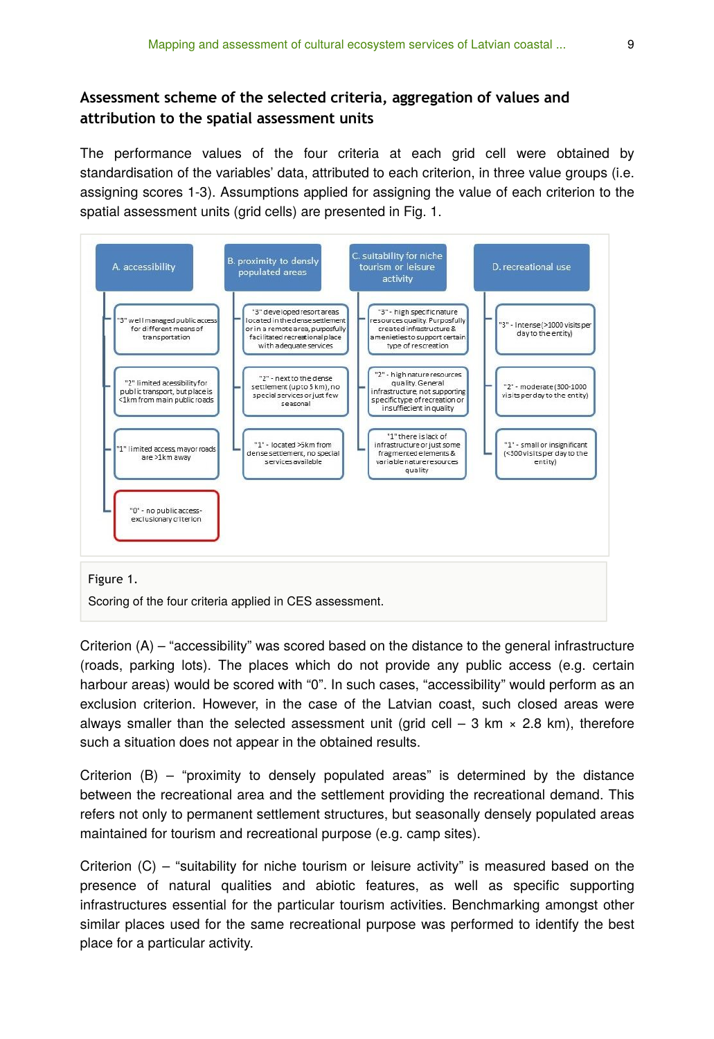## Assessment scheme of the selected criteria, aggregation of values and attribution to the spatial assessment units

The performance values of the four criteria at each grid cell were obtained by standardisation of the variables' data, attributed to each criterion, in three value groups (i.e. assigning scores 1-3). Assumptions applied for assigning the value of each criterion to the spatial assessment units (grid cells) are presented in Fig. 1.

| A. accessibility | B. proximity to densly populated areas | C. suitability for niche tourism or leisure activity | D. recreational use |
| --- | --- | --- | --- |
| "3" well managed public access for different means of transportation | "3" developed resort areas located in the dense settlement or in a remote area, purposfully facilitated recreational place with adequate services | "3" - high specific nature resources quality. Purposfully created infrastructure & amenieties to support certain type of rescreation | "3" - Intense (>1000 visits per day to the entity) |
| "2" limited acessibility for public transport, but place is <1km from main public roads | "2" - next to the dense settlement (up to 5 km), no special services or just few seasonal | "2" - high nature resources quality. General infrastructure, not supporting specific type of recreation or insuffiecient in quality | "2" - moderate (300-1000 visits per day to the entity) |
| "1" limited access, mayor roads are >1km away | "1" - located >5km from dense settlement, no special services available | "1" there is lack of infrastructure or just some fragmented elements & variable nature resources quality | "1" - small or insignificant (<300 visits per day to the entity) |
| "0" - no public access - exclusionary criterion | | | |

Figure 1.

Scoring of the four criteria applied in CES assessment.

Criterion (A) – "accessibility" was scored based on the distance to the general infrastructure (roads, parking lots). The places which do not provide any public access (e.g. certain harbour areas) would be scored with "0". In such cases, "accessibility" would perform as an exclusion criterion. However, in the case of the Latvian coast, such closed areas were always smaller than the selected assessment unit (grid cell – 3 km × 2.8 km), therefore such a situation does not appear in the obtained results.

Criterion (B) – "proximity to densely populated areas" is determined by the distance between the recreational area and the settlement providing the recreational demand. This refers not only to permanent settlement structures, but seasonally densely populated areas maintained for tourism and recreational purpose (e.g. camp sites).

Criterion (C) – "suitability for niche tourism or leisure activity" is measured based on the presence of natural qualities and abiotic features, as well as specific supporting infrastructures essential for the particular tourism activities. Benchmarking amongst other similar places used for the same recreational purpose was performed to identify the best place for a particular activity.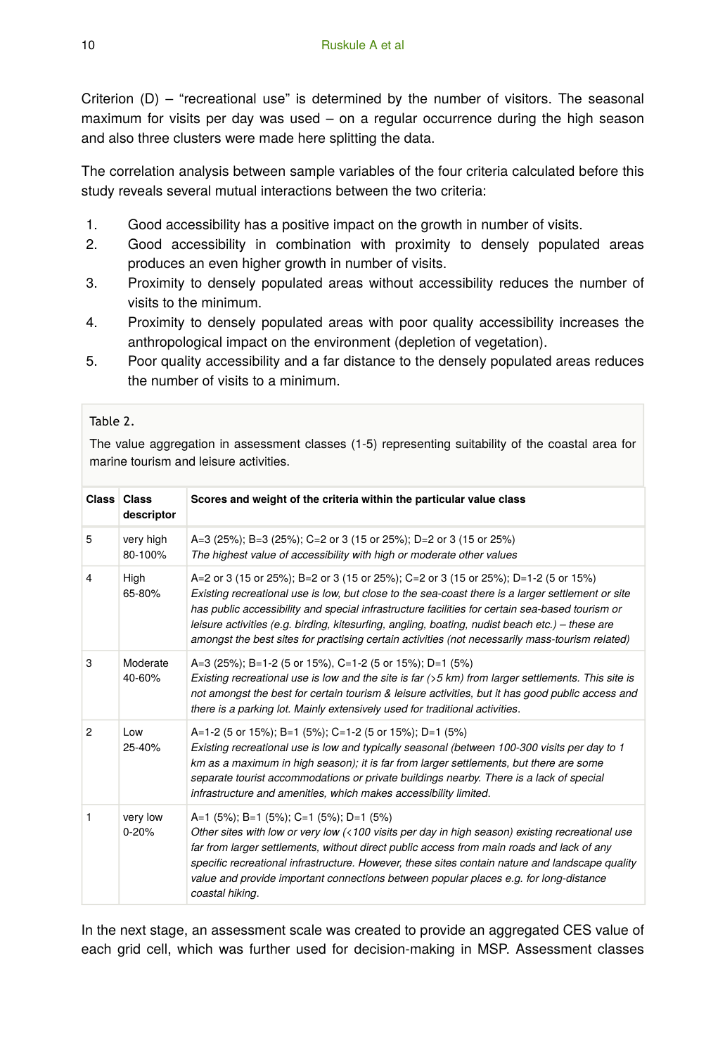Criterion (D) – "recreational use" is determined by the number of visitors. The seasonal maximum for visits per day was used – on a regular occurrence during the high season and also three clusters were made here splitting the data.

The correlation analysis between sample variables of the four criteria calculated before this study reveals several mutual interactions between the two criteria:

1. Good accessibility has a positive impact on the growth in number of visits.
2. Good accessibility in combination with proximity to densely populated areas produces an even higher growth in number of visits.
3. Proximity to densely populated areas without accessibility reduces the number of visits to the minimum.
4. Proximity to densely populated areas with poor quality accessibility increases the anthropological impact on the environment (depletion of vegetation).
5. Poor quality accessibility and a far distance to the densely populated areas reduces the number of visits to a minimum.

Table 2.

The value aggregation in assessment classes (1-5) representing suitability of the coastal area for marine tourism and leisure activities.

| Class | Class descriptor | Scores and weight of the criteria within the particular value class |
|---|---|---|
| 5 | very high 80-100% | A=3 (25%); B=3 (25%); C=2 or 3 (15 or 25%); D=2 or 3 (15 or 25%) *The highest value of accessibility with high or moderate other values* |
| 4 | High 65-80% | A=2 or 3 (15 or 25%); B=2 or 3 (15 or 25%); C=2 or 3 (15 or 25%); D=1-2 (5 or 15%) *Existing recreational use is low, but close to the sea-coast there is a larger settlement or site has public accessibility and special infrastructure facilities for certain sea-based tourism or leisure activities (e.g. birding, kitesurfing, angling, boating, nudist beach etc.) – these are amongst the best sites for practising certain activities (not necessarily mass-tourism related)* |
| 3 | Moderate 40-60% | A=3 (25%); B=1-2 (5 or 15%), C=1-2 (5 or 15%); D=1 (5%) *Existing recreational use is low and the site is far (>5 km) from larger settlements. This site is not amongst the best for certain tourism & leisure activities, but it has good public access and there is a parking lot. Mainly extensively used for traditional activities.* |
| 2 | Low 25-40% | A=1-2 (5 or 15%); B=1 (5%); C=1-2 (5 or 15%); D=1 (5%) *Existing recreational use is low and typically seasonal (between 100-300 visits per day to 1 km as a maximum in high season); it is far from larger settlements, but there are some separate tourist accommodations or private buildings nearby. There is a lack of special infrastructure and amenities, which makes accessibility limited.* |
| 1 | very low 0-20% | A=1 (5%); B=1 (5%); C=1 (5%); D=1 (5%) *Other sites with low or very low (<100 visits per day in high season) existing recreational use far from larger settlements, without direct public access from main roads and lack of any specific recreational infrastructure. However, these sites contain nature and landscape quality value and provide important connections between popular places e.g. for long-distance coastal hiking.* |

In the next stage, an assessment scale was created to provide an aggregated CES value of each grid cell, which was further used for decision-making in MSP. Assessment classes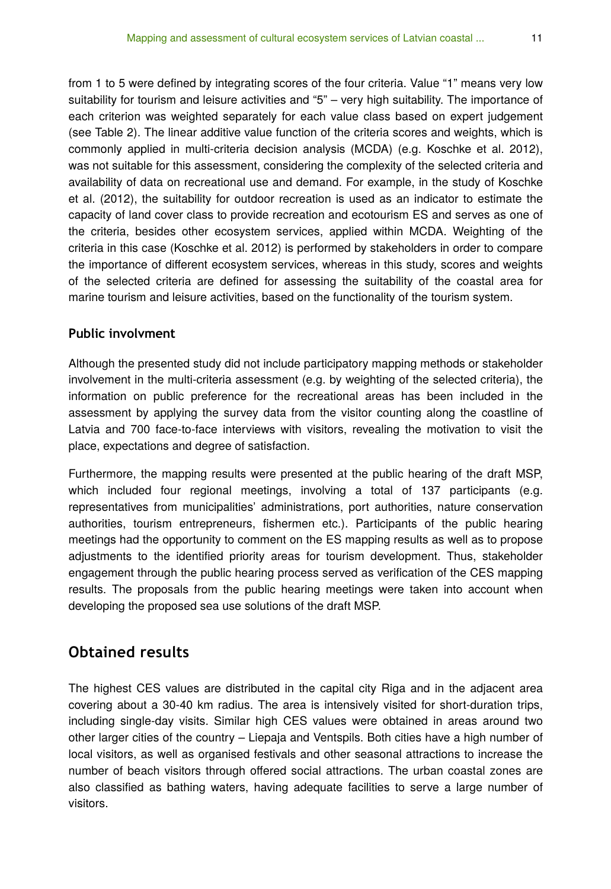from 1 to 5 were defined by integrating scores of the four criteria. Value "1" means very low suitability for tourism and leisure activities and "5" – very high suitability. The importance of each criterion was weighted separately for each value class based on expert judgement (see Table 2). The linear additive value function of the criteria scores and weights, which is commonly applied in multi-criteria decision analysis (MCDA) (e.g. Koschke et al. 2012), was not suitable for this assessment, considering the complexity of the selected criteria and availability of data on recreational use and demand. For example, in the study of Koschke et al. (2012), the suitability for outdoor recreation is used as an indicator to estimate the capacity of land cover class to provide recreation and ecotourism ES and serves as one of the criteria, besides other ecosystem services, applied within MCDA. Weighting of the criteria in this case (Koschke et al. 2012) is performed by stakeholders in order to compare the importance of different ecosystem services, whereas in this study, scores and weights of the selected criteria are defined for assessing the suitability of the coastal area for marine tourism and leisure activities, based on the functionality of the tourism system.

### Public involvment

Although the presented study did not include participatory mapping methods or stakeholder involvement in the multi-criteria assessment (e.g. by weighting of the selected criteria), the information on public preference for the recreational areas has been included in the assessment by applying the survey data from the visitor counting along the coastline of Latvia and 700 face-to-face interviews with visitors, revealing the motivation to visit the place, expectations and degree of satisfaction.

Furthermore, the mapping results were presented at the public hearing of the draft MSP, which included four regional meetings, involving a total of 137 participants (e.g. representatives from municipalities' administrations, port authorities, nature conservation authorities, tourism entrepreneurs, fishermen etc.). Participants of the public hearing meetings had the opportunity to comment on the ES mapping results as well as to propose adjustments to the identified priority areas for tourism development. Thus, stakeholder engagement through the public hearing process served as verification of the CES mapping results. The proposals from the public hearing meetings were taken into account when developing the proposed sea use solutions of the draft MSP.

## Obtained results

The highest CES values are distributed in the capital city Riga and in the adjacent area covering about a 30-40 km radius. The area is intensively visited for short-duration trips, including single-day visits. Similar high CES values were obtained in areas around two other larger cities of the country – Liepaja and Ventspils. Both cities have a high number of local visitors, as well as organised festivals and other seasonal attractions to increase the number of beach visitors through offered social attractions. The urban coastal zones are also classified as bathing waters, having adequate facilities to serve a large number of visitors.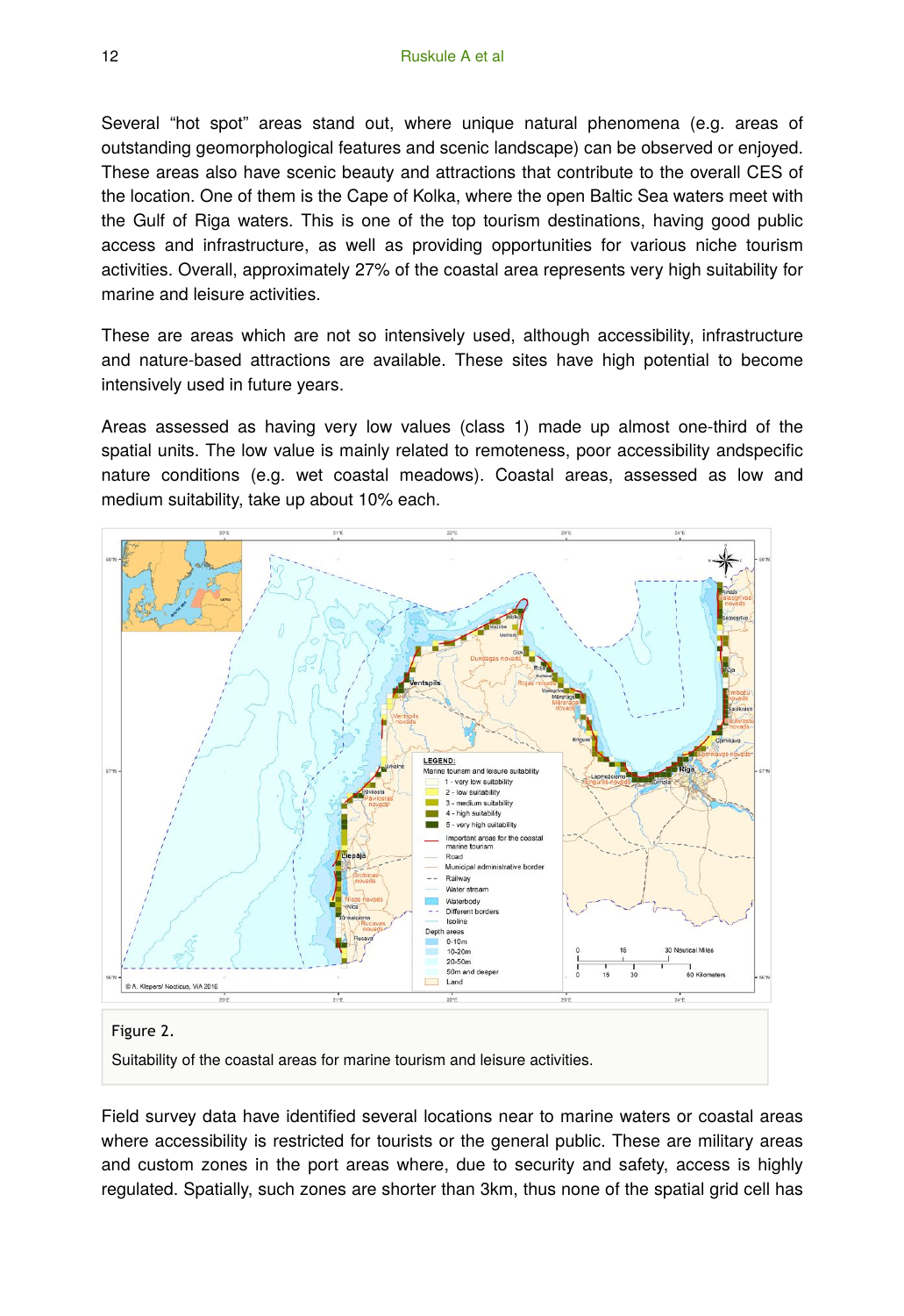Several “hot spot” areas stand out, where unique natural phenomena (e.g. areas of outstanding geomorphological features and scenic landscape) can be observed or enjoyed. These areas also have scenic beauty and attractions that contribute to the overall CES of the location. One of them is the Cape of Kolka, where the open Baltic Sea waters meet with the Gulf of Riga waters. This is one of the top tourism destinations, having good public access and infrastructure, as well as providing opportunities for various niche tourism activities. Overall, approximately 27% of the coastal area represents very high suitability for marine and leisure activities.

These are areas which are not so intensively used, although accessibility, infrastructure and nature-based attractions are available. These sites have high potential to become intensively used in future years.

Areas assessed as having very low values (class 1) made up almost one-third of the spatial units. The low value is mainly related to remoteness, poor accessibility andspecific nature conditions (e.g. wet coastal meadows). Coastal areas, assessed as low and medium suitability, take up about 10% each.

Figure 2.

Suitability of the coastal areas for marine tourism and leisure activities.

Field survey data have identified several locations near to marine waters or coastal areas where accessibility is restricted for tourists or the general public. These are military areas and custom zones in the port areas where, due to security and safety, access is highly regulated. Spatially, such zones are shorter than 3km, thus none of the spatial grid cell has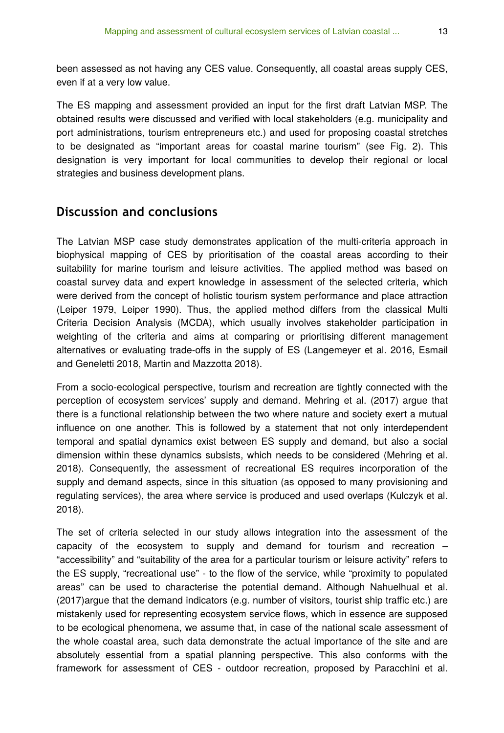been assessed as not having any CES value. Consequently, all coastal areas supply CES, even if at a very low value.

The ES mapping and assessment provided an input for the first draft Latvian MSP. The obtained results were discussed and verified with local stakeholders (e.g. municipality and port administrations, tourism entrepreneurs etc.) and used for proposing coastal stretches to be designated as "important areas for coastal marine tourism" (see Fig. 2). This designation is very important for local communities to develop their regional or local strategies and business development plans.

## Discussion and conclusions

The Latvian MSP case study demonstrates application of the multi-criteria approach in biophysical mapping of CES by prioritisation of the coastal areas according to their suitability for marine tourism and leisure activities. The applied method was based on coastal survey data and expert knowledge in assessment of the selected criteria, which were derived from the concept of holistic tourism system performance and place attraction (Leiper 1979, Leiper 1990). Thus, the applied method differs from the classical Multi Criteria Decision Analysis (MCDA), which usually involves stakeholder participation in weighting of the criteria and aims at comparing or prioritising different management alternatives or evaluating trade-offs in the supply of ES (Langemeyer et al. 2016, Esmail and Geneletti 2018, Martin and Mazzotta 2018).

From a socio-ecological perspective, tourism and recreation are tightly connected with the perception of ecosystem services' supply and demand. Mehring et al. (2017) argue that there is a functional relationship between the two where nature and society exert a mutual influence on one another. This is followed by a statement that not only interdependent temporal and spatial dynamics exist between ES supply and demand, but also a social dimension within these dynamics subsists, which needs to be considered (Mehring et al. 2018). Consequently, the assessment of recreational ES requires incorporation of the supply and demand aspects, since in this situation (as opposed to many provisioning and regulating services), the area where service is produced and used overlaps (Kulczyk et al. 2018).

The set of criteria selected in our study allows integration into the assessment of the capacity of the ecosystem to supply and demand for tourism and recreation – "accessibility" and "suitability of the area for a particular tourism or leisure activity" refers to the ES supply, "recreational use" - to the flow of the service, while "proximity to populated areas" can be used to characterise the potential demand. Although Nahuelhual et al. (2017)argue that the demand indicators (e.g. number of visitors, tourist ship traffic etc.) are mistakenly used for representing ecosystem service flows, which in essence are supposed to be ecological phenomena, we assume that, in case of the national scale assessment of the whole coastal area, such data demonstrate the actual importance of the site and are absolutely essential from a spatial planning perspective. This also conforms with the framework for assessment of CES - outdoor recreation, proposed by Paracchini et al.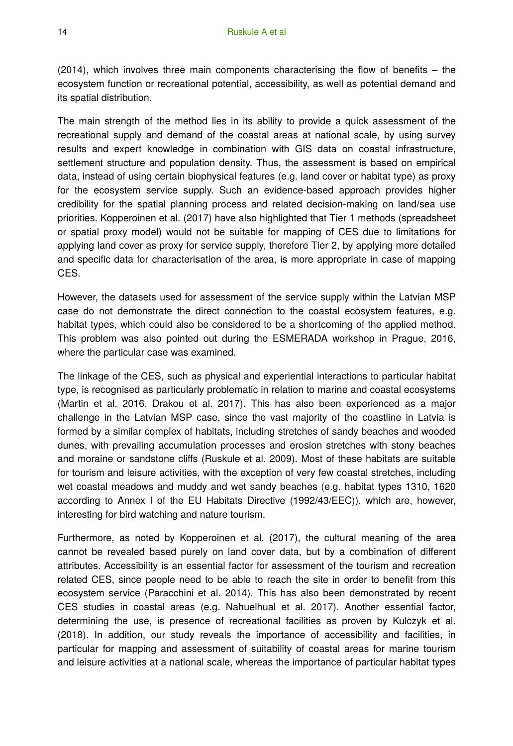(2014), which involves three main components characterising the flow of benefits – the ecosystem function or recreational potential, accessibility, as well as potential demand and its spatial distribution.

The main strength of the method lies in its ability to provide a quick assessment of the recreational supply and demand of the coastal areas at national scale, by using survey results and expert knowledge in combination with GIS data on coastal infrastructure, settlement structure and population density. Thus, the assessment is based on empirical data, instead of using certain biophysical features (e.g. land cover or habitat type) as proxy for the ecosystem service supply. Such an evidence-based approach provides higher credibility for the spatial planning process and related decision-making on land/sea use priorities. Kopperoinen et al. (2017) have also highlighted that Tier 1 methods (spreadsheet or spatial proxy model) would not be suitable for mapping of CES due to limitations for applying land cover as proxy for service supply, therefore Tier 2, by applying more detailed and specific data for characterisation of the area, is more appropriate in case of mapping CES.

However, the datasets used for assessment of the service supply within the Latvian MSP case do not demonstrate the direct connection to the coastal ecosystem features, e.g. habitat types, which could also be considered to be a shortcoming of the applied method. This problem was also pointed out during the ESMERADA workshop in Prague, 2016, where the particular case was examined.

The linkage of the CES, such as physical and experiential interactions to particular habitat type, is recognised as particularly problematic in relation to marine and coastal ecosystems (Martin et al. 2016, Drakou et al. 2017). This has also been experienced as a major challenge in the Latvian MSP case, since the vast majority of the coastline in Latvia is formed by a similar complex of habitats, including stretches of sandy beaches and wooded dunes, with prevailing accumulation processes and erosion stretches with stony beaches and moraine or sandstone cliffs (Ruskule et al. 2009). Most of these habitats are suitable for tourism and leisure activities, with the exception of very few coastal stretches, including wet coastal meadows and muddy and wet sandy beaches (e.g. habitat types 1310, 1620 according to Annex I of the EU Habitats Directive (1992/43/EEC)), which are, however, interesting for bird watching and nature tourism.

Furthermore, as noted by Kopperoinen et al. (2017), the cultural meaning of the area cannot be revealed based purely on land cover data, but by a combination of different attributes. Accessibility is an essential factor for assessment of the tourism and recreation related CES, since people need to be able to reach the site in order to benefit from this ecosystem service (Paracchini et al. 2014). This has also been demonstrated by recent CES studies in coastal areas (e.g. Nahuelhual et al. 2017). Another essential factor, determining the use, is presence of recreational facilities as proven by Kulczyk et al. (2018). In addition, our study reveals the importance of accessibility and facilities, in particular for mapping and assessment of suitability of coastal areas for marine tourism and leisure activities at a national scale, whereas the importance of particular habitat types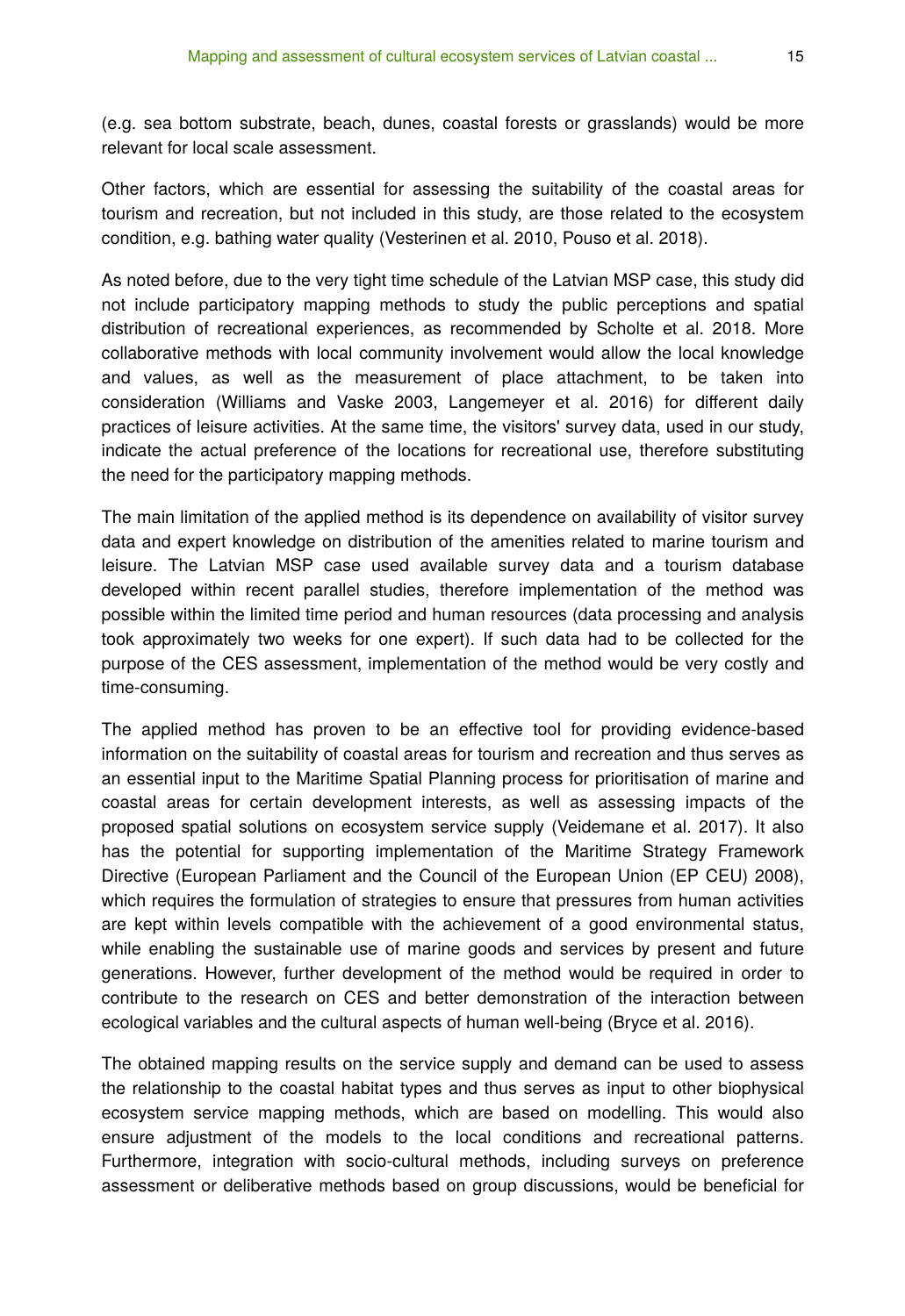(e.g. sea bottom substrate, beach, dunes, coastal forests or grasslands) would be more relevant for local scale assessment.

Other factors, which are essential for assessing the suitability of the coastal areas for tourism and recreation, but not included in this study, are those related to the ecosystem condition, e.g. bathing water quality (Vesterinen et al. 2010, Pouso et al. 2018).

As noted before, due to the very tight time schedule of the Latvian MSP case, this study did not include participatory mapping methods to study the public perceptions and spatial distribution of recreational experiences, as recommended by Scholte et al. 2018. More collaborative methods with local community involvement would allow the local knowledge and values, as well as the measurement of place attachment, to be taken into consideration (Williams and Vaske 2003, Langemeyer et al. 2016) for different daily practices of leisure activities. At the same time, the visitors' survey data, used in our study, indicate the actual preference of the locations for recreational use, therefore substituting the need for the participatory mapping methods.

The main limitation of the applied method is its dependence on availability of visitor survey data and expert knowledge on distribution of the amenities related to marine tourism and leisure. The Latvian MSP case used available survey data and a tourism database developed within recent parallel studies, therefore implementation of the method was possible within the limited time period and human resources (data processing and analysis took approximately two weeks for one expert). If such data had to be collected for the purpose of the CES assessment, implementation of the method would be very costly and time-consuming.

The applied method has proven to be an effective tool for providing evidence-based information on the suitability of coastal areas for tourism and recreation and thus serves as an essential input to the Maritime Spatial Planning process for prioritisation of marine and coastal areas for certain development interests, as well as assessing impacts of the proposed spatial solutions on ecosystem service supply (Veidemane et al. 2017). It also has the potential for supporting implementation of the Maritime Strategy Framework Directive (European Parliament and the Council of the European Union (EP CEU) 2008), which requires the formulation of strategies to ensure that pressures from human activities are kept within levels compatible with the achievement of a good environmental status, while enabling the sustainable use of marine goods and services by present and future generations. However, further development of the method would be required in order to contribute to the research on CES and better demonstration of the interaction between ecological variables and the cultural aspects of human well-being (Bryce et al. 2016).

The obtained mapping results on the service supply and demand can be used to assess the relationship to the coastal habitat types and thus serves as input to other biophysical ecosystem service mapping methods, which are based on modelling. This would also ensure adjustment of the models to the local conditions and recreational patterns. Furthermore, integration with socio-cultural methods, including surveys on preference assessment or deliberative methods based on group discussions, would be beneficial for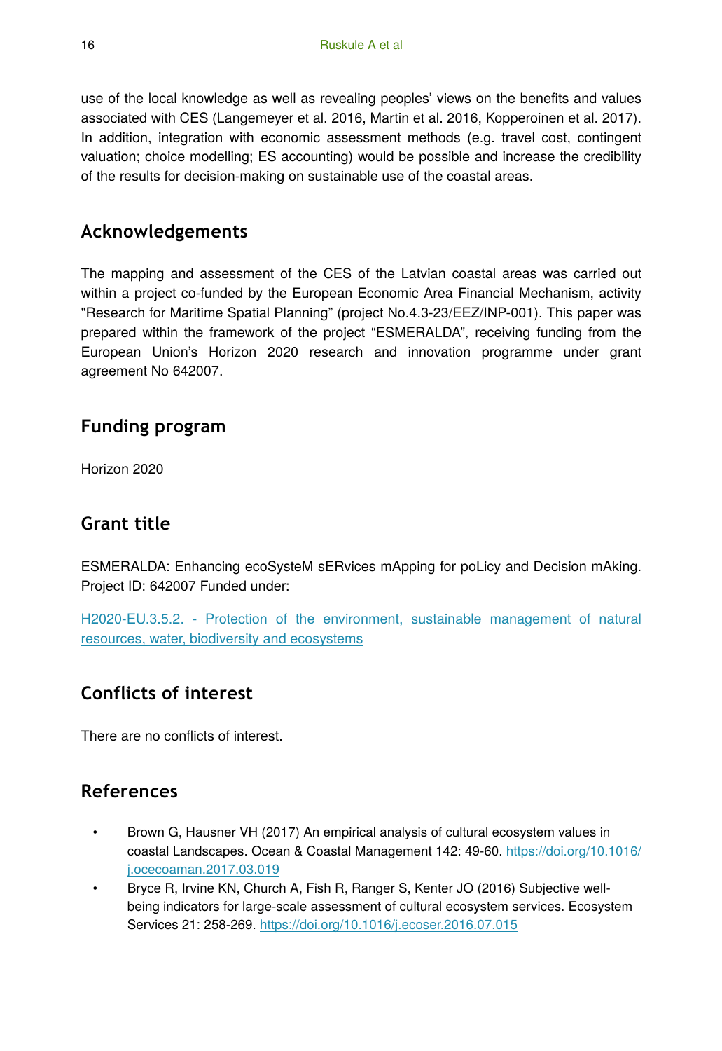use of the local knowledge as well as revealing peoples' views on the benefits and values associated with CES (Langemeyer et al. 2016, Martin et al. 2016, Kopperoinen et al. 2017). In addition, integration with economic assessment methods (e.g. travel cost, contingent valuation; choice modelling; ES accounting) would be possible and increase the credibility of the results for decision-making on sustainable use of the coastal areas.

## Acknowledgements

The mapping and assessment of the CES of the Latvian coastal areas was carried out within a project co-funded by the European Economic Area Financial Mechanism, activity "Research for Maritime Spatial Planning" (project No.4.3-23/EEZ/INP-001). This paper was prepared within the framework of the project "ESMERALDA", receiving funding from the European Union's Horizon 2020 research and innovation programme under grant agreement No 642007.

## Funding program

Horizon 2020

## Grant title

ESMERALDA: Enhancing ecoSysteM sERvices mApping for poLicy and Decision mAking. Project ID: 642007 Funded under:

H2020-EU.3.5.2. - Protection of the environment, sustainable management of natural resources, water, biodiversity and ecosystems

## Conflicts of interest

There are no conflicts of interest.

## References

- Brown G, Hausner VH (2017) An empirical analysis of cultural ecosystem values in coastal Landscapes. Ocean & Coastal Management 142: 49-60. https://doi.org/10.1016/j.ocecoaman.2017.03.019
- Bryce R, Irvine KN, Church A, Fish R, Ranger S, Kenter JO (2016) Subjective well-being indicators for large-scale assessment of cultural ecosystem services. Ecosystem Services 21: 258-269. https://doi.org/10.1016/j.ecoser.2016.07.015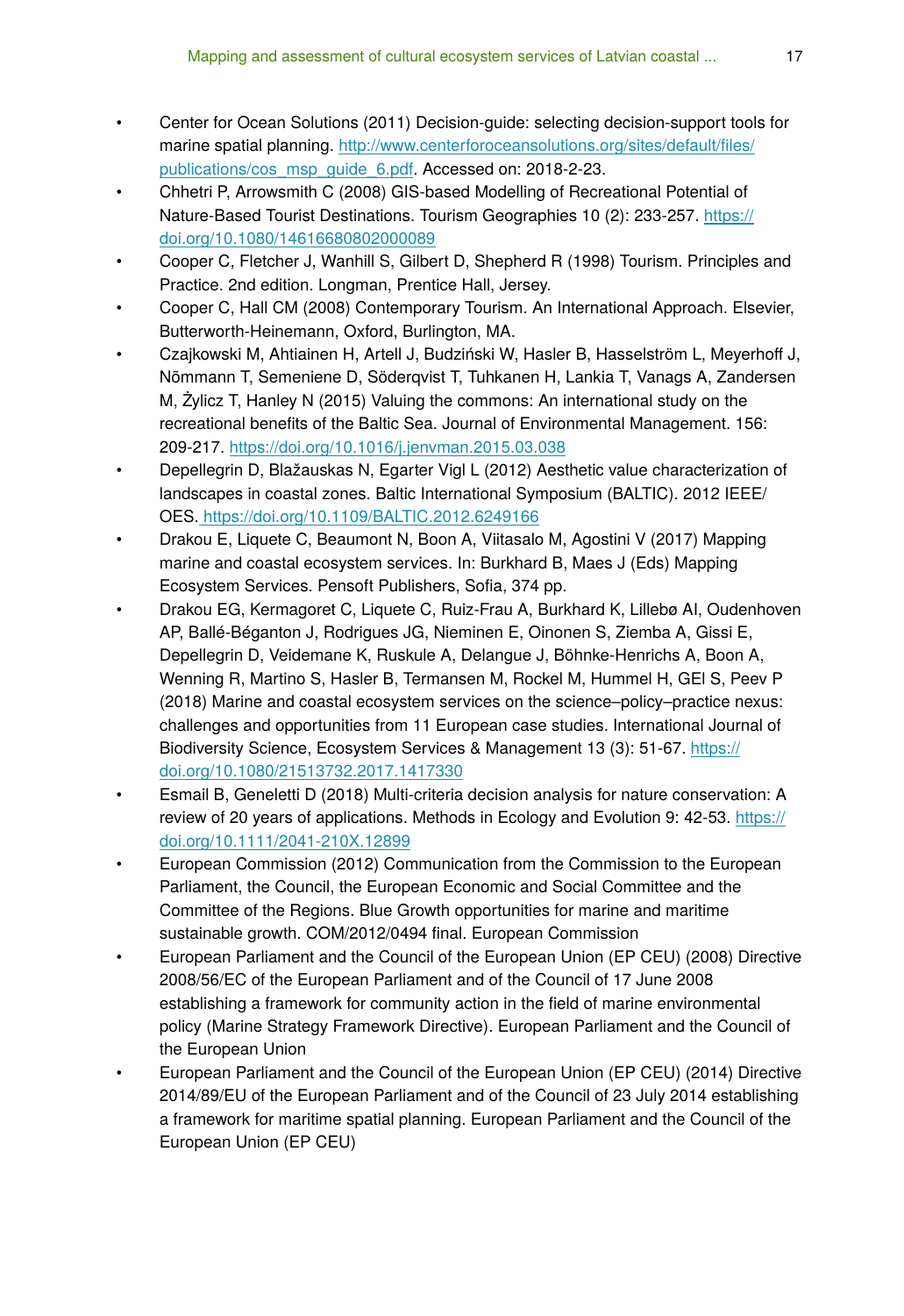- Center for Ocean Solutions (2011) Decision-guide: selecting decision-support tools for marine spatial planning. http://www.centerforoceansolutions.org/sites/default/files/publications/cos_msp_guide_6.pdf. Accessed on: 2018-2-23.
- Chhetri P, Arrowsmith C (2008) GIS-based Modelling of Recreational Potential of Nature-Based Tourist Destinations. Tourism Geographies 10 (2): 233-257. https://doi.org/10.1080/14616680802000089
- Cooper C, Fletcher J, Wanhill S, Gilbert D, Shepherd R (1998) Tourism. Principles and Practice. 2nd edition. Longman, Prentice Hall, Jersey.
- Cooper C, Hall CM (2008) Contemporary Tourism. An International Approach. Elsevier, Butterworth-Heinemann, Oxford, Burlington, MA.
- Czajkowski M, Ahtiainen H, Artell J, Budziński W, Hasler B, Hasselström L, Meyerhoff J, Nõmmann T, Semeniene D, Söderqvist T, Tuhkanen H, Lankia T, Vanags A, Zandersen M, Żylicz T, Hanley N (2015) Valuing the commons: An international study on the recreational benefits of the Baltic Sea. Journal of Environmental Management. 156: 209-217. https://doi.org/10.1016/j.jenvman.2015.03.038
- Depellegrin D, Blažauskas N, Egarter Vigl L (2012) Aesthetic value characterization of landscapes in coastal zones. Baltic International Symposium (BALTIC). 2012 IEEE/OES. https://doi.org/10.1109/BALTIC.2012.6249166
- Drakou E, Liquete C, Beaumont N, Boon A, Viitasalo M, Agostini V (2017) Mapping marine and coastal ecosystem services. In: Burkhard B, Maes J (Eds) Mapping Ecosystem Services. Pensoft Publishers, Sofia, 374 pp.
- Drakou EG, Kermagoret C, Liquete C, Ruiz-Frau A, Burkhard K, Lillebø AI, Oudenhoven AP, Ballé-Béganton J, Rodrigues JG, Nieminen E, Oinonen S, Ziemba A, Gissi E, Depellegrin D, Veidemane K, Ruskule A, Delangue J, Böhnke-Henrichs A, Boon A, Wenning R, Martino S, Hasler B, Termansen M, Rockel M, Hummel H, GEl S, Peev P (2018) Marine and coastal ecosystem services on the science–policy–practice nexus: challenges and opportunities from 11 European case studies. International Journal of Biodiversity Science, Ecosystem Services & Management 13 (3): 51-67. https://doi.org/10.1080/21513732.2017.1417330
- Esmail B, Geneletti D (2018) Multi-criteria decision analysis for nature conservation: A review of 20 years of applications. Methods in Ecology and Evolution 9: 42-53. https://doi.org/10.1111/2041-210X.12899
- European Commission (2012) Communication from the Commission to the European Parliament, the Council, the European Economic and Social Committee and the Committee of the Regions. Blue Growth opportunities for marine and maritime sustainable growth. COM/2012/0494 final. European Commission
- European Parliament and the Council of the European Union (EP CEU) (2008) Directive 2008/56/EC of the European Parliament and of the Council of 17 June 2008 establishing a framework for community action in the field of marine environmental policy (Marine Strategy Framework Directive). European Parliament and the Council of the European Union
- European Parliament and the Council of the European Union (EP CEU) (2014) Directive 2014/89/EU of the European Parliament and of the Council of 23 July 2014 establishing a framework for maritime spatial planning. European Parliament and the Council of the European Union (EP CEU)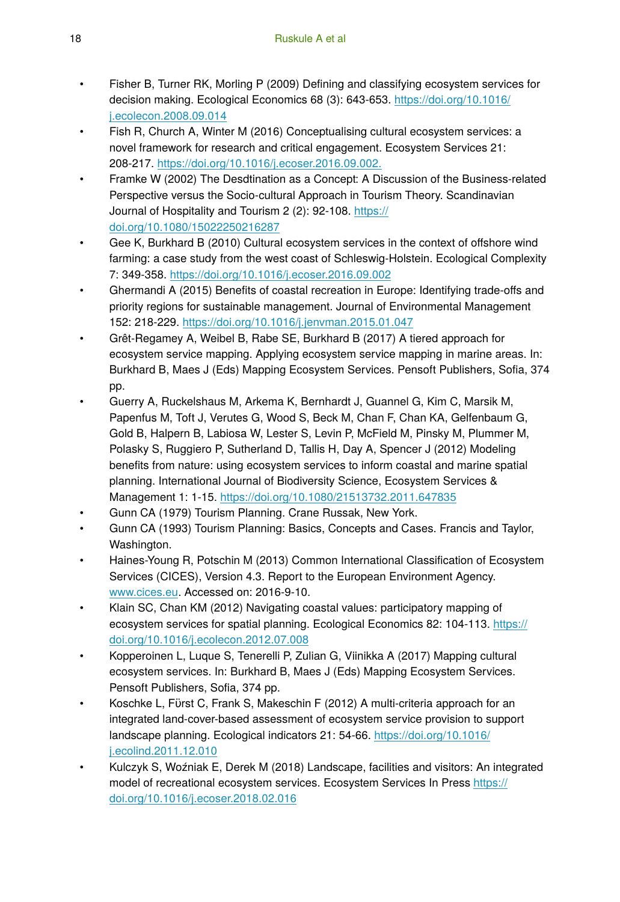- Fisher B, Turner RK, Morling P (2009) Defining and classifying ecosystem services for decision making. Ecological Economics 68 (3): 643‑653. https://doi.org/10.1016/j.ecolecon.2008.09.014
- Fish R, Church A, Winter M (2016) Conceptualising cultural ecosystem services: a novel framework for research and critical engagement. Ecosystem Services 21: 208‑217. https://doi.org/10.1016/j.ecoser.2016.09.002.
- Framke W (2002) The Desdtination as a Concept: A Discussion of the Business-related Perspective versus the Socio-cultural Approach in Tourism Theory. Scandinavian Journal of Hospitality and Tourism 2 (2): 92‑108. https://doi.org/10.1080/15022250216287
- Gee K, Burkhard B (2010) Cultural ecosystem services in the context of offshore wind farming: a case study from the west coast of Schleswig-Holstein. Ecological Complexity 7: 349‑358. https://doi.org/10.1016/j.ecoser.2016.09.002
- Ghermandi A (2015) Benefits of coastal recreation in Europe: Identifying trade-offs and priority regions for sustainable management. Journal of Environmental Management 152: 218‑229. https://doi.org/10.1016/j.jenvman.2015.01.047
- Grêt-Regamey A, Weibel B, Rabe SE, Burkhard B (2017) A tiered approach for ecosystem service mapping. Applying ecosystem service mapping in marine areas. In: Burkhard B, Maes J (Eds) Mapping Ecosystem Services. Pensoft Publishers, Sofia, 374 pp.
- Guerry A, Ruckelshaus M, Arkema K, Bernhardt J, Guannel G, Kim C, Marsik M, Papenfus M, Toft J, Verutes G, Wood S, Beck M, Chan F, Chan KA, Gelfenbaum G, Gold B, Halpern B, Labiosa W, Lester S, Levin P, McField M, Pinsky M, Plummer M, Polasky S, Ruggiero P, Sutherland D, Tallis H, Day A, Spencer J (2012) Modeling benefits from nature: using ecosystem services to inform coastal and marine spatial planning. International Journal of Biodiversity Science, Ecosystem Services & Management 1: 1‑15. https://doi.org/10.1080/21513732.2011.647835
- Gunn CA (1979) Tourism Planning. Crane Russak, New York.
- Gunn CA (1993) Tourism Planning: Basics, Concepts and Cases. Francis and Taylor, Washington.
- Haines-Young R, Potschin M (2013) Common International Classification of Ecosystem Services (CICES), Version 4.3. Report to the European Environment Agency. www.cices.eu. Accessed on: 2016-9-10.
- Klain SC, Chan KM (2012) Navigating coastal values: participatory mapping of ecosystem services for spatial planning. Ecological Economics 82: 104‑113. https://doi.org/10.1016/j.ecolecon.2012.07.008
- Kopperoinen L, Luque S, Tenerelli P, Zulian G, Viinikka A (2017) Mapping cultural ecosystem services. In: Burkhard B, Maes J (Eds) Mapping Ecosystem Services. Pensoft Publishers, Sofia, 374 pp.
- Koschke L, Fürst C, Frank S, Makeschin F (2012) A multi-criteria approach for an integrated land-cover-based assessment of ecosystem service provision to support landscape planning. Ecological indicators 21: 54‑66. https://doi.org/10.1016/j.ecolind.2011.12.010
- Kulczyk S, Woźniak E, Derek M (2018) Landscape, facilities and visitors: An integrated model of recreational ecosystem services. Ecosystem Services In Press https://doi.org/10.1016/j.ecoser.2018.02.016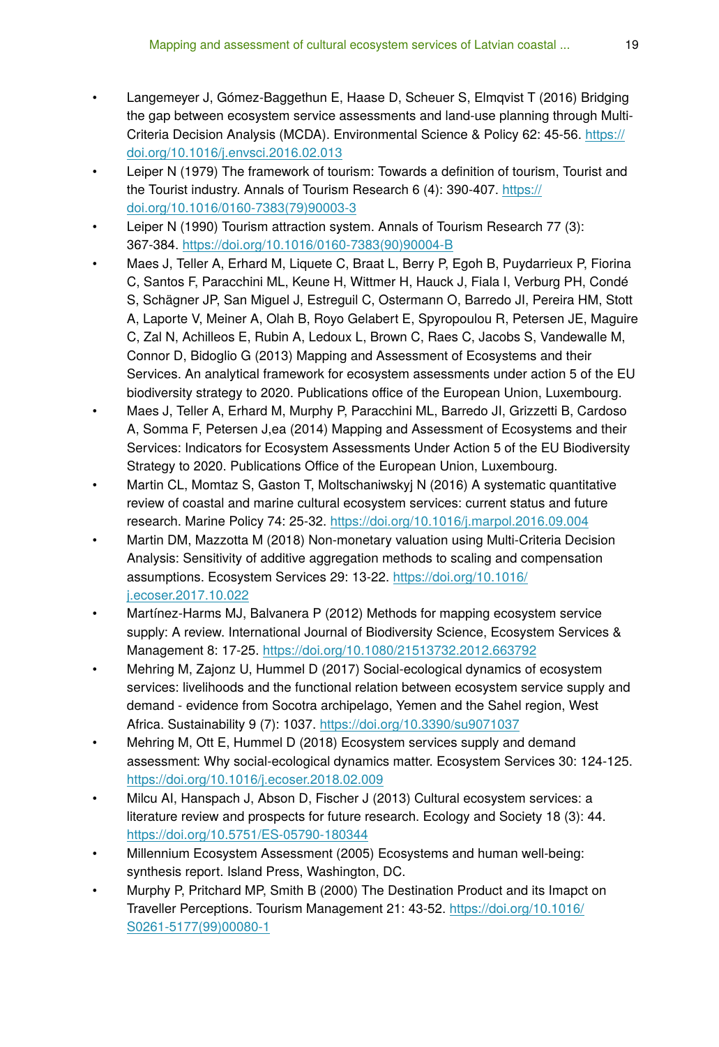- Langemeyer J, Gómez-Baggethun E, Haase D, Scheuer S, Elmqvist T (2016) Bridging the gap between ecosystem service assessments and land-use planning through Multi-Criteria Decision Analysis (MCDA). Environmental Science & Policy 62: 45-56. https://doi.org/10.1016/j.envsci.2016.02.013
- Leiper N (1979) The framework of tourism: Towards a definition of tourism, Tourist and the Tourist industry. Annals of Tourism Research 6 (4): 390-407. https://doi.org/10.1016/0160-7383(79)90003-3
- Leiper N (1990) Tourism attraction system. Annals of Tourism Research 77 (3): 367-384. https://doi.org/10.1016/0160-7383(90)90004-B
- Maes J, Teller A, Erhard M, Liquete C, Braat L, Berry P, Egoh B, Puydarrieux P, Fiorina C, Santos F, Paracchini ML, Keune H, Wittmer H, Hauck J, Fiala I, Verburg PH, Condé S, Schägner JP, San Miguel J, Estreguil C, Ostermann O, Barredo JI, Pereira HM, Stott A, Laporte V, Meiner A, Olah B, Royo Gelabert E, Spyropoulou R, Petersen JE, Maguire C, Zal N, Achilleos E, Rubin A, Ledoux L, Brown C, Raes C, Jacobs S, Vandewalle M, Connor D, Bidoglio G (2013) Mapping and Assessment of Ecosystems and their Services. An analytical framework for ecosystem assessments under action 5 of the EU biodiversity strategy to 2020. Publications office of the European Union, Luxembourg.
- Maes J, Teller A, Erhard M, Murphy P, Paracchini ML, Barredo JI, Grizzetti B, Cardoso A, Somma F, Petersen J,ea (2014) Mapping and Assessment of Ecosystems and their Services: Indicators for Ecosystem Assessments Under Action 5 of the EU Biodiversity Strategy to 2020. Publications Office of the European Union, Luxembourg.
- Martin CL, Momtaz S, Gaston T, Moltschaniwskyj N (2016) A systematic quantitative review of coastal and marine cultural ecosystem services: current status and future research. Marine Policy 74: 25-32. https://doi.org/10.1016/j.marpol.2016.09.004
- Martin DM, Mazzotta M (2018) Non-monetary valuation using Multi-Criteria Decision Analysis: Sensitivity of additive aggregation methods to scaling and compensation assumptions. Ecosystem Services 29: 13-22. https://doi.org/10.1016/j.ecoser.2017.10.022
- Martínez-Harms MJ, Balvanera P (2012) Methods for mapping ecosystem service supply: A review. International Journal of Biodiversity Science, Ecosystem Services & Management 8: 17-25. https://doi.org/10.1080/21513732.2012.663792
- Mehring M, Zajonz U, Hummel D (2017) Social-ecological dynamics of ecosystem services: livelihoods and the functional relation between ecosystem service supply and demand - evidence from Socotra archipelago, Yemen and the Sahel region, West Africa. Sustainability 9 (7): 1037. https://doi.org/10.3390/su9071037
- Mehring M, Ott E, Hummel D (2018) Ecosystem services supply and demand assessment: Why social-ecological dynamics matter. Ecosystem Services 30: 124-125. https://doi.org/10.1016/j.ecoser.2018.02.009
- Milcu AI, Hanspach J, Abson D, Fischer J (2013) Cultural ecosystem services: a literature review and prospects for future research. Ecology and Society 18 (3): 44. https://doi.org/10.5751/ES-05790-180344
- Millennium Ecosystem Assessment (2005) Ecosystems and human well-being: synthesis report. Island Press, Washington, DC.
- Murphy P, Pritchard MP, Smith B (2000) The Destination Product and its Imapct on Traveller Perceptions. Tourism Management 21: 43-52. https://doi.org/10.1016/S0261-5177(99)00080-1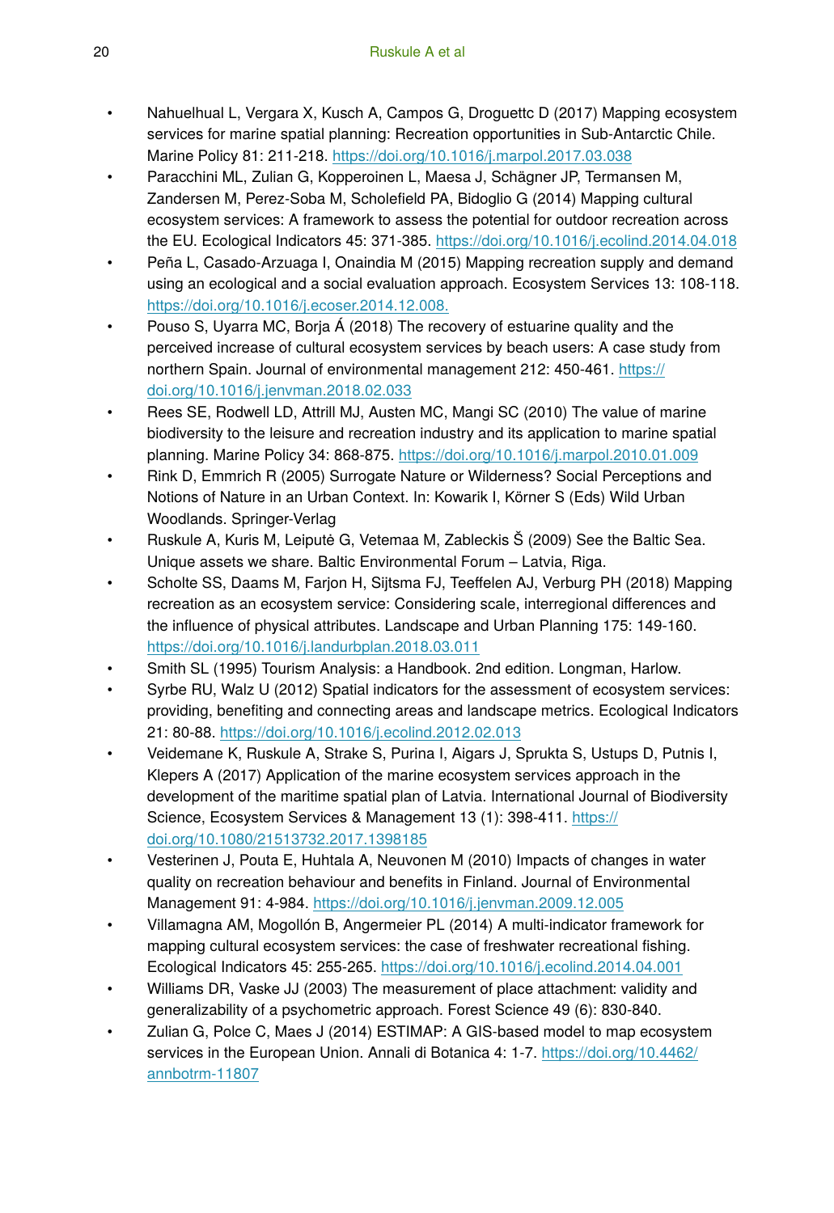- Nahuelhual L, Vergara X, Kusch A, Campos G, Droguettc D (2017) Mapping ecosystem services for marine spatial planning: Recreation opportunities in Sub-Antarctic Chile. Marine Policy 81: 211-218. https://doi.org/10.1016/j.marpol.2017.03.038
- Paracchini ML, Zulian G, Kopperoinen L, Maesa J, Schägner JP, Termansen M, Zandersen M, Perez-Soba M, Scholefield PA, Bidoglio G (2014) Mapping cultural ecosystem services: A framework to assess the potential for outdoor recreation across the EU. Ecological Indicators 45: 371-385. https://doi.org/10.1016/j.ecolind.2014.04.018
- Peña L, Casado-Arzuaga I, Onaindia M (2015) Mapping recreation supply and demand using an ecological and a social evaluation approach. Ecosystem Services 13: 108-118. https://doi.org/10.1016/j.ecoser.2014.12.008.
- Pouso S, Uyarra MC, Borja Á (2018) The recovery of estuarine quality and the perceived increase of cultural ecosystem services by beach users: A case study from northern Spain. Journal of environmental management 212: 450-461. https://doi.org/10.1016/j.jenvman.2018.02.033
- Rees SE, Rodwell LD, Attrill MJ, Austen MC, Mangi SC (2010) The value of marine biodiversity to the leisure and recreation industry and its application to marine spatial planning. Marine Policy 34: 868-875. https://doi.org/10.1016/j.marpol.2010.01.009
- Rink D, Emmrich R (2005) Surrogate Nature or Wilderness? Social Perceptions and Notions of Nature in an Urban Context. In: Kowarik I, Körner S (Eds) Wild Urban Woodlands. Springer-Verlag
- Ruskule A, Kuris M, Leiputė G, Vetemaa M, Zableckis Š (2009) See the Baltic Sea. Unique assets we share. Baltic Environmental Forum – Latvia, Riga.
- Scholte SS, Daams M, Farjon H, Sijtsma FJ, Teeffelen AJ, Verburg PH (2018) Mapping recreation as an ecosystem service: Considering scale, interregional differences and the influence of physical attributes. Landscape and Urban Planning 175: 149-160. https://doi.org/10.1016/j.landurbplan.2018.03.011
- Smith SL (1995) Tourism Analysis: a Handbook. 2nd edition. Longman, Harlow.
- Syrbe RU, Walz U (2012) Spatial indicators for the assessment of ecosystem services: providing, benefiting and connecting areas and landscape metrics. Ecological Indicators 21: 80-88. https://doi.org/10.1016/j.ecolind.2012.02.013
- Veidemane K, Ruskule A, Strake S, Purina I, Aigars J, Sprukta S, Ustups D, Putnis I, Klepers A (2017) Application of the marine ecosystem services approach in the development of the maritime spatial plan of Latvia. International Journal of Biodiversity Science, Ecosystem Services & Management 13 (1): 398-411. https://doi.org/10.1080/21513732.2017.1398185
- Vesterinen J, Pouta E, Huhtala A, Neuvonen M (2010) Impacts of changes in water quality on recreation behaviour and benefits in Finland. Journal of Environmental Management 91: 4-984. https://doi.org/10.1016/j.jenvman.2009.12.005
- Villamagna AM, Mogollón B, Angermeier PL (2014) A multi-indicator framework for mapping cultural ecosystem services: the case of freshwater recreational fishing. Ecological Indicators 45: 255-265. https://doi.org/10.1016/j.ecolind.2014.04.001
- Williams DR, Vaske JJ (2003) The measurement of place attachment: validity and generalizability of a psychometric approach. Forest Science 49 (6): 830-840.
- Zulian G, Polce C, Maes J (2014) ESTIMAP: A GIS-based model to map ecosystem services in the European Union. Annali di Botanica 4: 1-7. https://doi.org/10.4462/annbotrm-11807